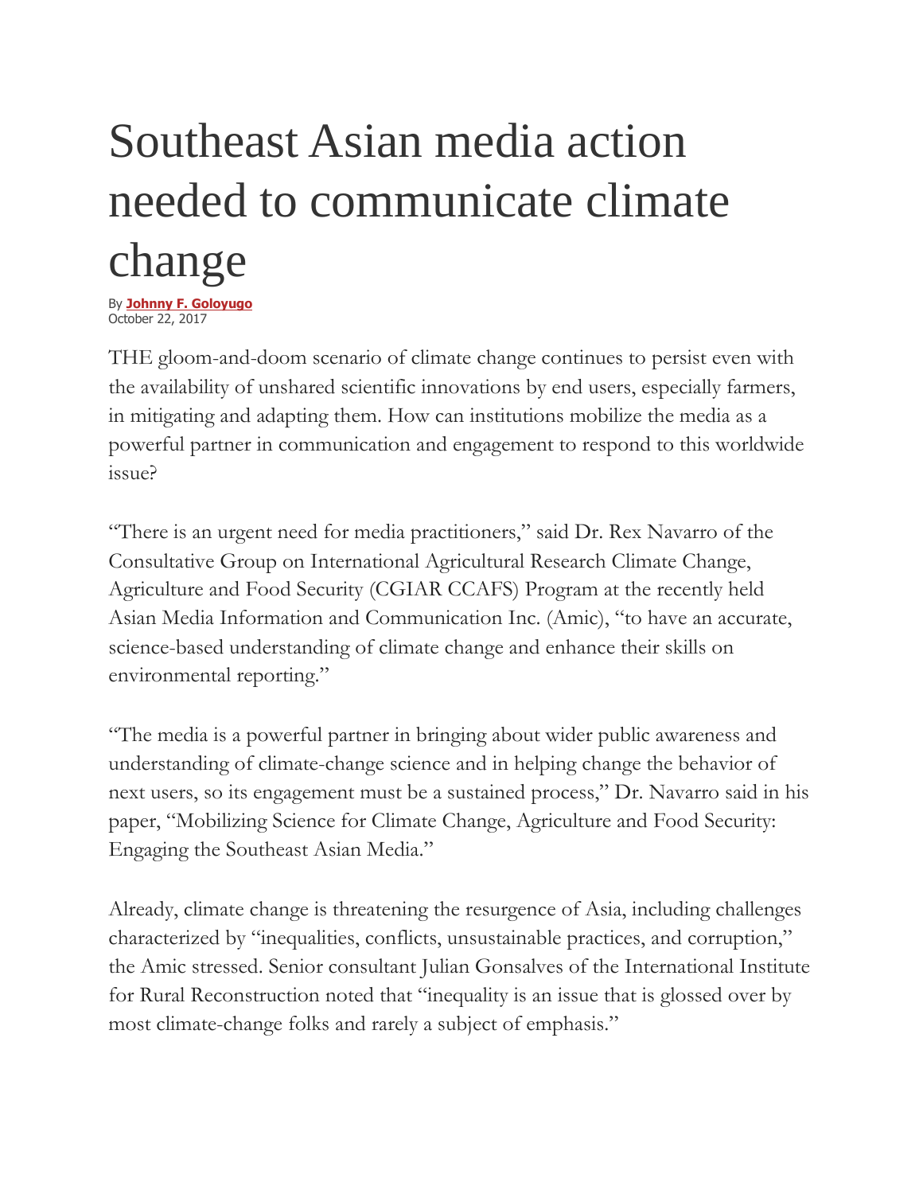# Southeast Asian media action needed to communicate climate change

By **Johnny F. Goloyugo**
October 22, 2017

THE gloom-and-doom scenario of climate change continues to persist even with the availability of unshared scientific innovations by end users, especially farmers, in mitigating and adapting them. How can institutions mobilize the media as a powerful partner in communication and engagement to respond to this worldwide issue?

"There is an urgent need for media practitioners," said Dr. Rex Navarro of the Consultative Group on International Agricultural Research Climate Change, Agriculture and Food Security (CGIAR CCAFS) Program at the recently held Asian Media Information and Communication Inc. (Amic), "to have an accurate, science-based understanding of climate change and enhance their skills on environmental reporting."

"The media is a powerful partner in bringing about wider public awareness and understanding of climate-change science and in helping change the behavior of next users, so its engagement must be a sustained process," Dr. Navarro said in his paper, "Mobilizing Science for Climate Change, Agriculture and Food Security: Engaging the Southeast Asian Media."

Already, climate change is threatening the resurgence of Asia, including challenges characterized by "inequalities, conflicts, unsustainable practices, and corruption," the Amic stressed. Senior consultant Julian Gonsalves of the International Institute for Rural Reconstruction noted that "inequality is an issue that is glossed over by most climate-change folks and rarely a subject of emphasis."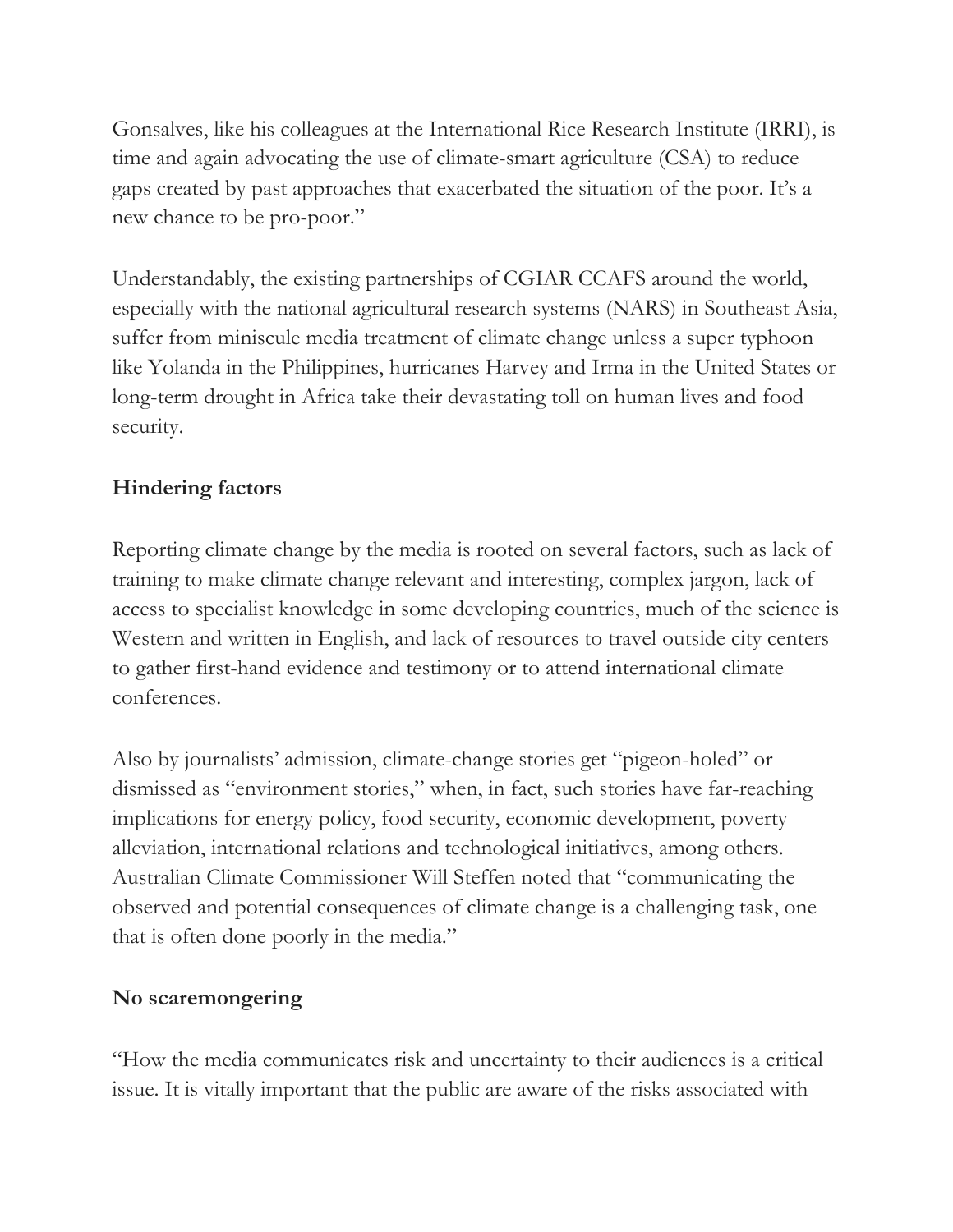Gonsalves, like his colleagues at the International Rice Research Institute (IRRI), is time and again advocating the use of climate-smart agriculture (CSA) to reduce gaps created by past approaches that exacerbated the situation of the poor. It's a new chance to be pro-poor."

Understandably, the existing partnerships of CGIAR CCAFS around the world, especially with the national agricultural research systems (NARS) in Southeast Asia, suffer from miniscule media treatment of climate change unless a super typhoon like Yolanda in the Philippines, hurricanes Harvey and Irma in the United States or long-term drought in Africa take their devastating toll on human lives and food security.

**Hindering factors**

Reporting climate change by the media is rooted on several factors, such as lack of training to make climate change relevant and interesting, complex jargon, lack of access to specialist knowledge in some developing countries, much of the science is Western and written in English, and lack of resources to travel outside city centers to gather first-hand evidence and testimony or to attend international climate conferences.

Also by journalists' admission, climate-change stories get "pigeon-holed" or dismissed as "environment stories," when, in fact, such stories have far-reaching implications for energy policy, food security, economic development, poverty alleviation, international relations and technological initiatives, among others. Australian Climate Commissioner Will Steffen noted that "communicating the observed and potential consequences of climate change is a challenging task, one that is often done poorly in the media."

**No scaremongering**

"How the media communicates risk and uncertainty to their audiences is a critical issue. It is vitally important that the public are aware of the risks associated with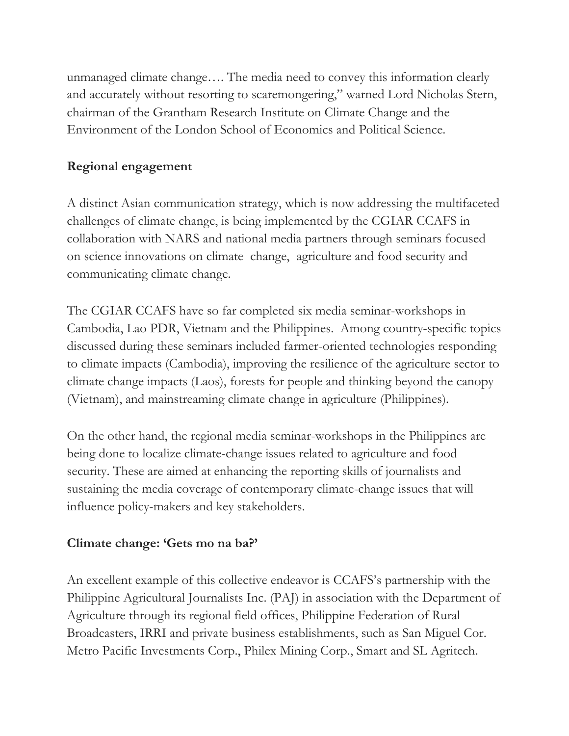unmanaged climate change…. The media need to convey this information clearly and accurately without resorting to scaremongering," warned Lord Nicholas Stern, chairman of the Grantham Research Institute on Climate Change and the Environment of the London School of Economics and Political Science.

**Regional engagement**

A distinct Asian communication strategy, which is now addressing the multifaceted challenges of climate change, is being implemented by the CGIAR CCAFS in collaboration with NARS and national media partners through seminars focused on science innovations on climate change, agriculture and food security and communicating climate change.

The CGIAR CCAFS have so far completed six media seminar-workshops in Cambodia, Lao PDR, Vietnam and the Philippines. Among country-specific topics discussed during these seminars included farmer-oriented technologies responding to climate impacts (Cambodia), improving the resilience of the agriculture sector to climate change impacts (Laos), forests for people and thinking beyond the canopy (Vietnam), and mainstreaming climate change in agriculture (Philippines).

On the other hand, the regional media seminar-workshops in the Philippines are being done to localize climate-change issues related to agriculture and food security. These are aimed at enhancing the reporting skills of journalists and sustaining the media coverage of contemporary climate-change issues that will influence policy-makers and key stakeholders.

**Climate change: 'Gets mo na ba?'**

An excellent example of this collective endeavor is CCAFS's partnership with the Philippine Agricultural Journalists Inc. (PAJ) in association with the Department of Agriculture through its regional field offices, Philippine Federation of Rural Broadcasters, IRRI and private business establishments, such as San Miguel Cor. Metro Pacific Investments Corp., Philex Mining Corp., Smart and SL Agritech.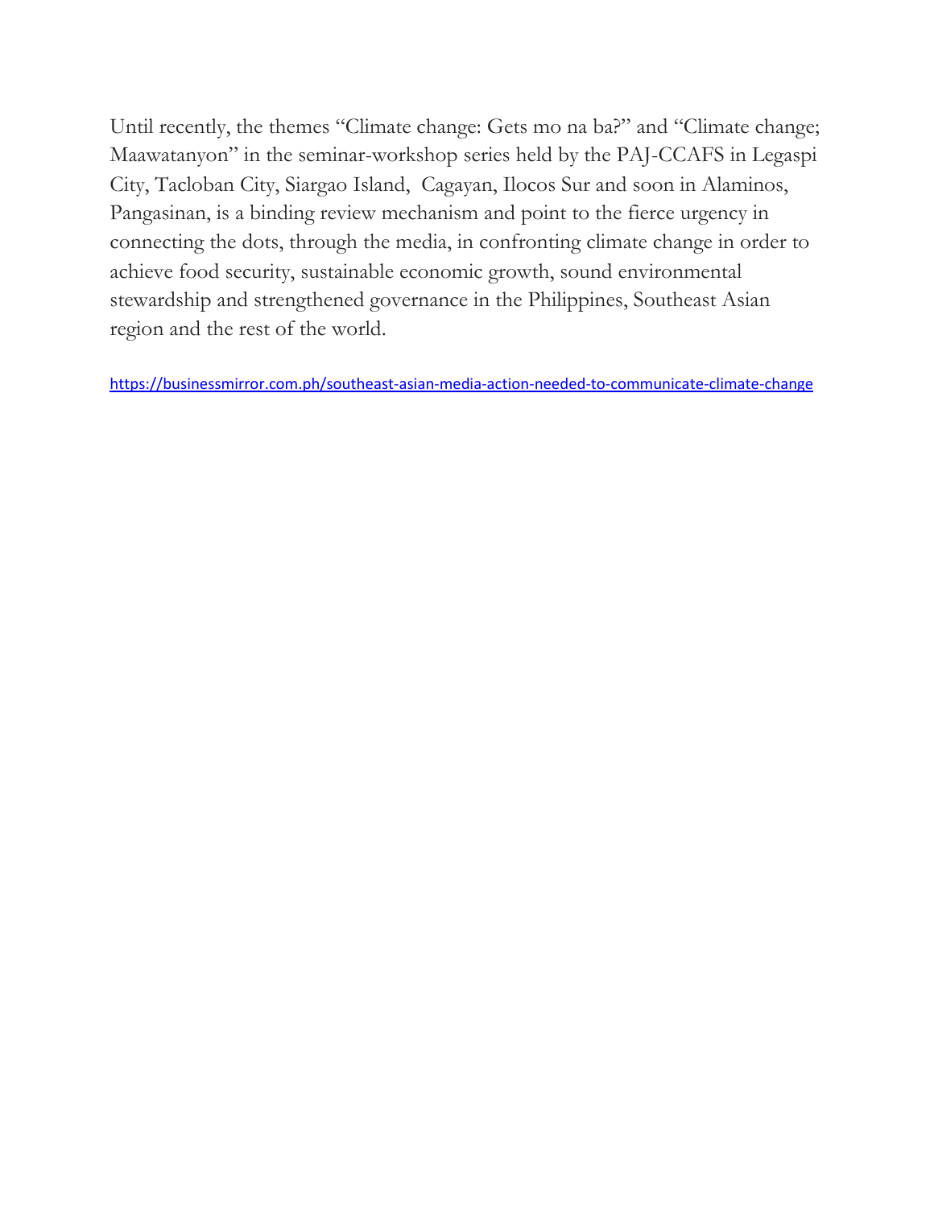Until recently, the themes “Climate change: Gets mo na ba?” and “Climate change; Maawatanyon” in the seminar-workshop series held by the PAJ-CCAFS in Legaspi City, Tacloban City, Siargao Island,  Cagayan, Ilocos Sur and soon in Alaminos, Pangasinan, is a binding review mechanism and point to the fierce urgency in connecting the dots, through the media, in confronting climate change in order to achieve food security, sustainable economic growth, sound environmental stewardship and strengthened governance in the Philippines, Southeast Asian region and the rest of the world.

https://businessmirror.com.ph/southeast-asian-media-action-needed-to-communicate-climate-change